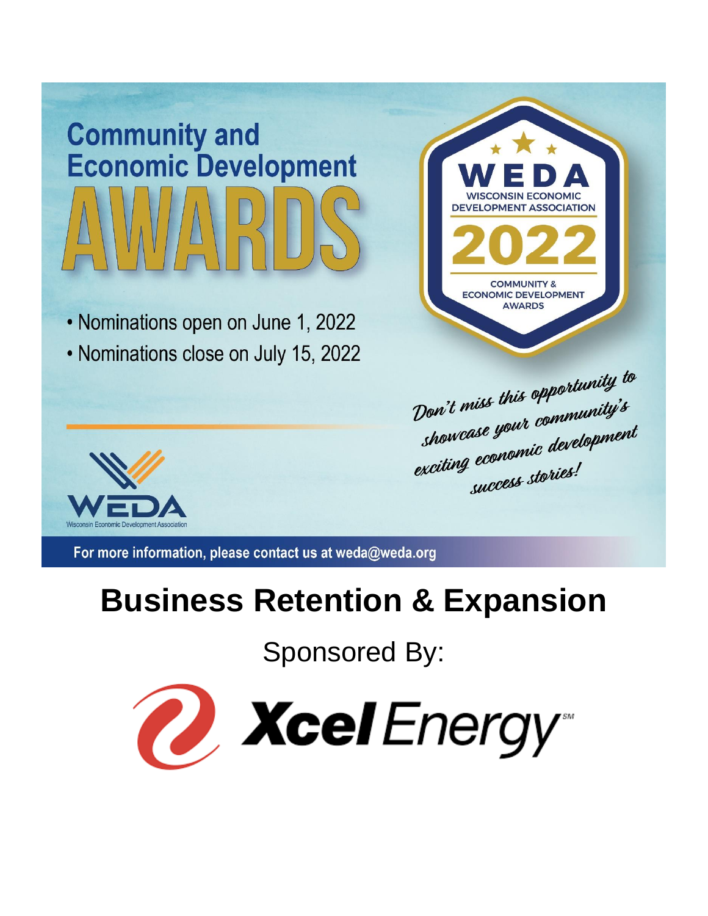# Community and Economic Development AWARDS

- Nominations open on June 1, 2022
- Nominations close on July 15, 2022

WEDA
WISCONSIN ECONOMIC DEVELOPMENT ASSOCIATION
2022
COMMUNITY & ECONOMIC DEVELOPMENT AWARDS

*Don't miss this opportunity to showcase your community's exciting economic development success stories!*

WEDA
Wisconsin Economic Development Association

For more information, please contact us at weda@weda.org

# Business Retention & Expansion

Sponsored By:

Xcel Energy℠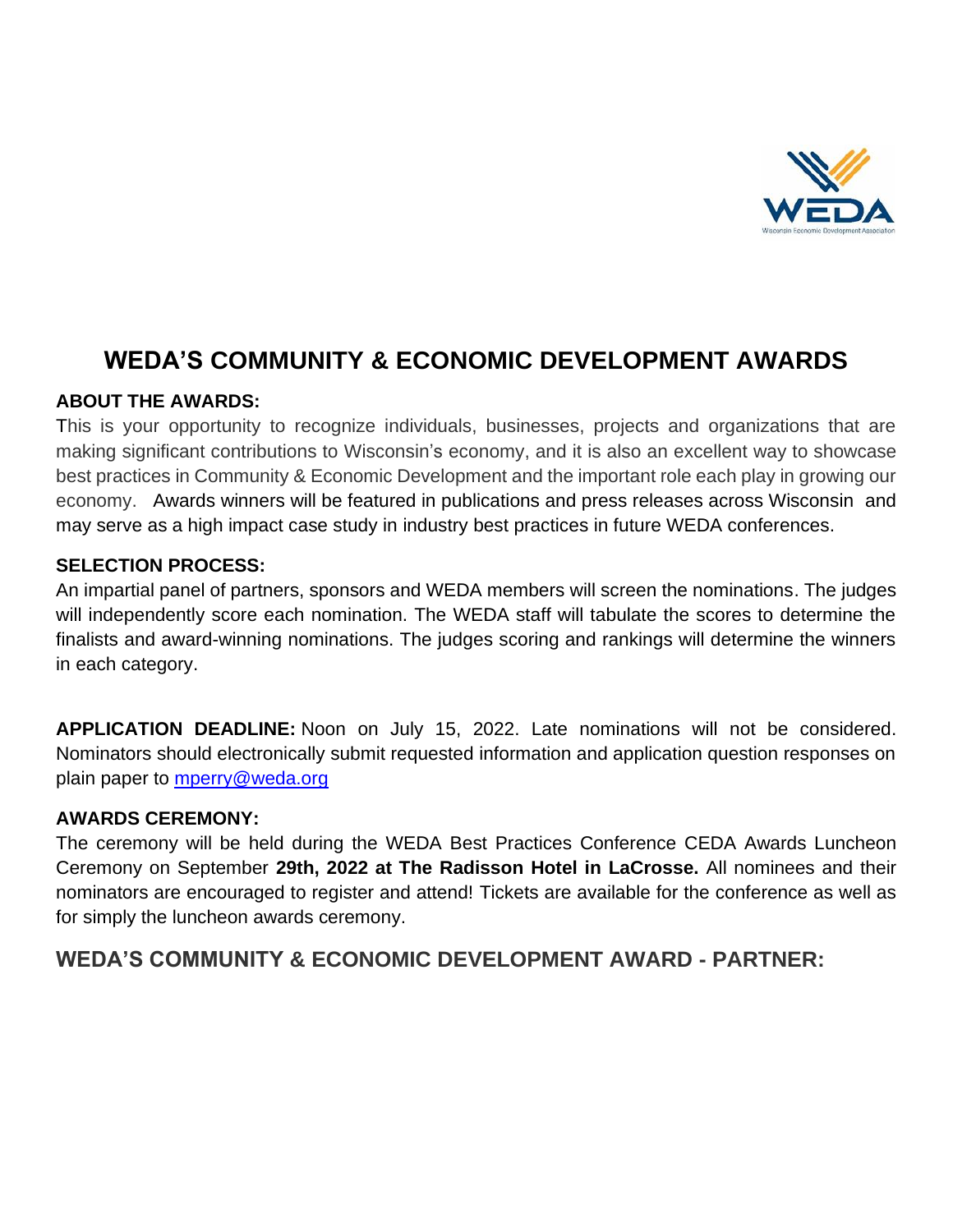# WEDA'S COMMUNITY & ECONOMIC DEVELOPMENT AWARDS

**ABOUT THE AWARDS:**

This is your opportunity to recognize individuals, businesses, projects and organizations that are making significant contributions to Wisconsin's economy, and it is also an excellent way to showcase best practices in Community & Economic Development and the important role each play in growing our economy. Awards winners will be featured in publications and press releases across Wisconsin and may serve as a high impact case study in industry best practices in future WEDA conferences.

**SELECTION PROCESS:**

An impartial panel of partners, sponsors and WEDA members will screen the nominations. The judges will independently score each nomination. The WEDA staff will tabulate the scores to determine the finalists and award-winning nominations. The judges scoring and rankings will determine the winners in each category.

**APPLICATION DEADLINE:** Noon on July 15, 2022. Late nominations will not be considered. Nominators should electronically submit requested information and application question responses on plain paper to mperry@weda.org

**AWARDS CEREMONY:**

The ceremony will be held during the WEDA Best Practices Conference CEDA Awards Luncheon Ceremony on September **29th, 2022 at The Radisson Hotel in LaCrosse.** All nominees and their nominators are encouraged to register and attend! Tickets are available for the conference as well as for simply the luncheon awards ceremony.

## WEDA'S COMMUNITY & ECONOMIC DEVELOPMENT AWARD - PARTNER: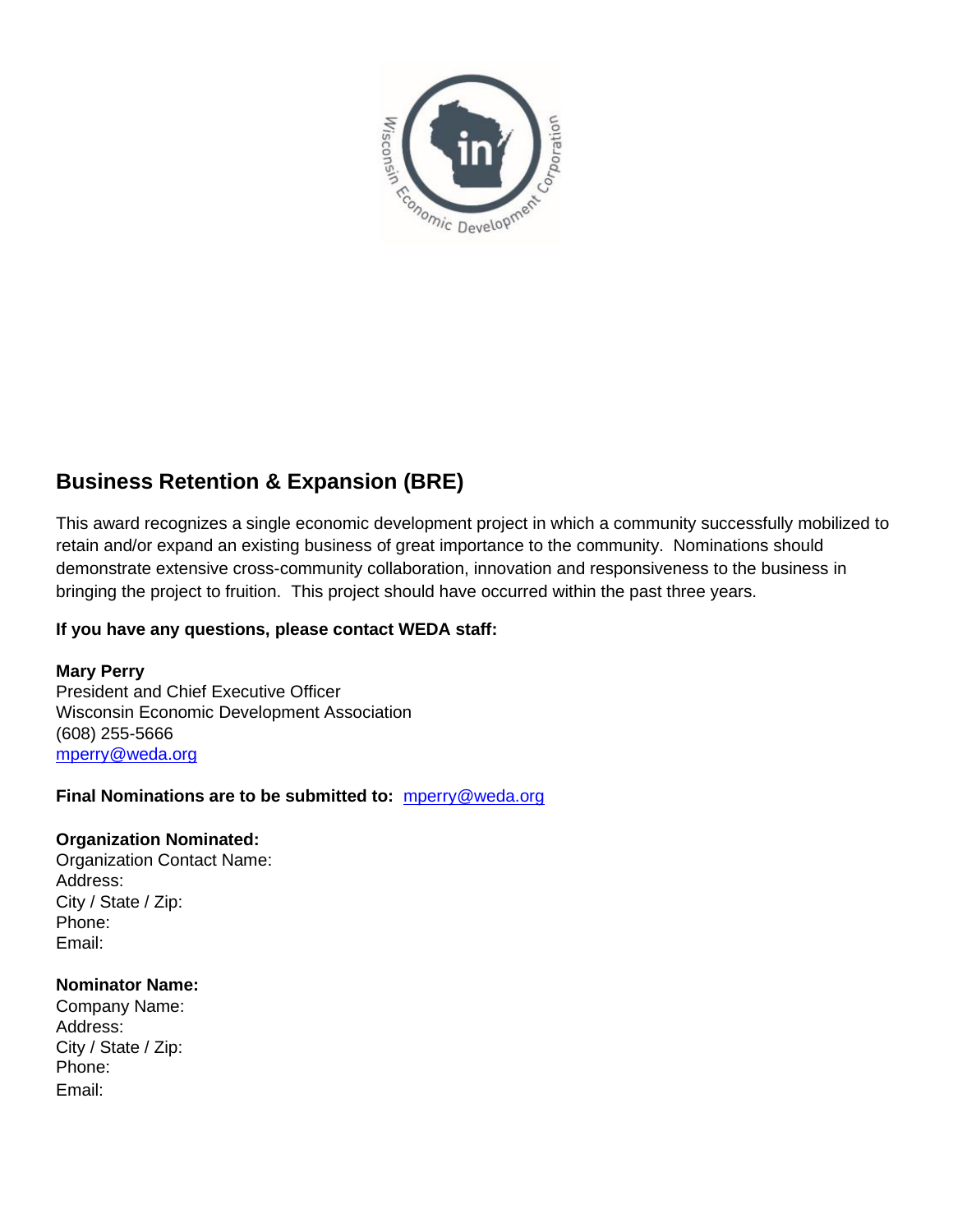## Business Retention & Expansion (BRE)

This award recognizes a single economic development project in which a community successfully mobilized to retain and/or expand an existing business of great importance to the community. Nominations should demonstrate extensive cross-community collaboration, innovation and responsiveness to the business in bringing the project to fruition. This project should have occurred within the past three years.

**If you have any questions, please contact WEDA staff:**

**Mary Perry**
President and Chief Executive Officer
Wisconsin Economic Development Association
(608) 255-5666
mperry@weda.org

**Final Nominations are to be submitted to:** mperry@weda.org

**Organization Nominated:**
Organization Contact Name:
Address:
City / State / Zip:
Phone:
Email:

**Nominator Name:**
Company Name:
Address:
City / State / Zip:
Phone:
Email: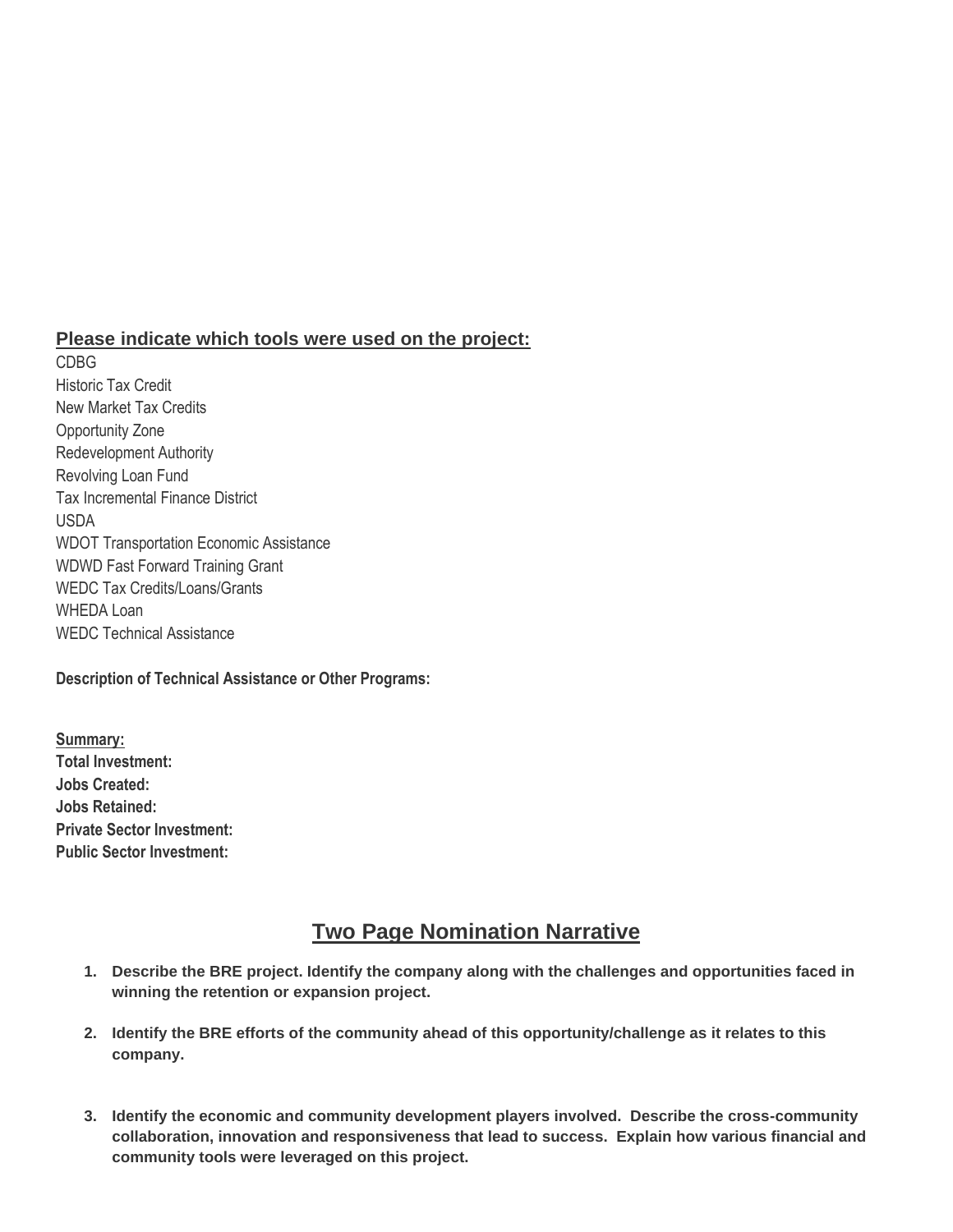**Please indicate which tools were used on the project:**

CDBG
Historic Tax Credit
New Market Tax Credits
Opportunity Zone
Redevelopment Authority
Revolving Loan Fund
Tax Incremental Finance District
USDA
WDOT Transportation Economic Assistance
WDWD Fast Forward Training Grant
WEDC Tax Credits/Loans/Grants
WHEDA Loan
WEDC Technical Assistance

**Description of Technical Assistance or Other Programs:**

**Summary:**
**Total Investment:**
**Jobs Created:**
**Jobs Retained:**
**Private Sector Investment:**
**Public Sector Investment:**

## Two Page Nomination Narrative

1. **Describe the BRE project. Identify the company along with the challenges and opportunities faced in winning the retention or expansion project.**

2. **Identify the BRE efforts of the community ahead of this opportunity/challenge as it relates to this company.**

3. **Identify the economic and community development players involved. Describe the cross-community collaboration, innovation and responsiveness that lead to success. Explain how various financial and community tools were leveraged on this project.**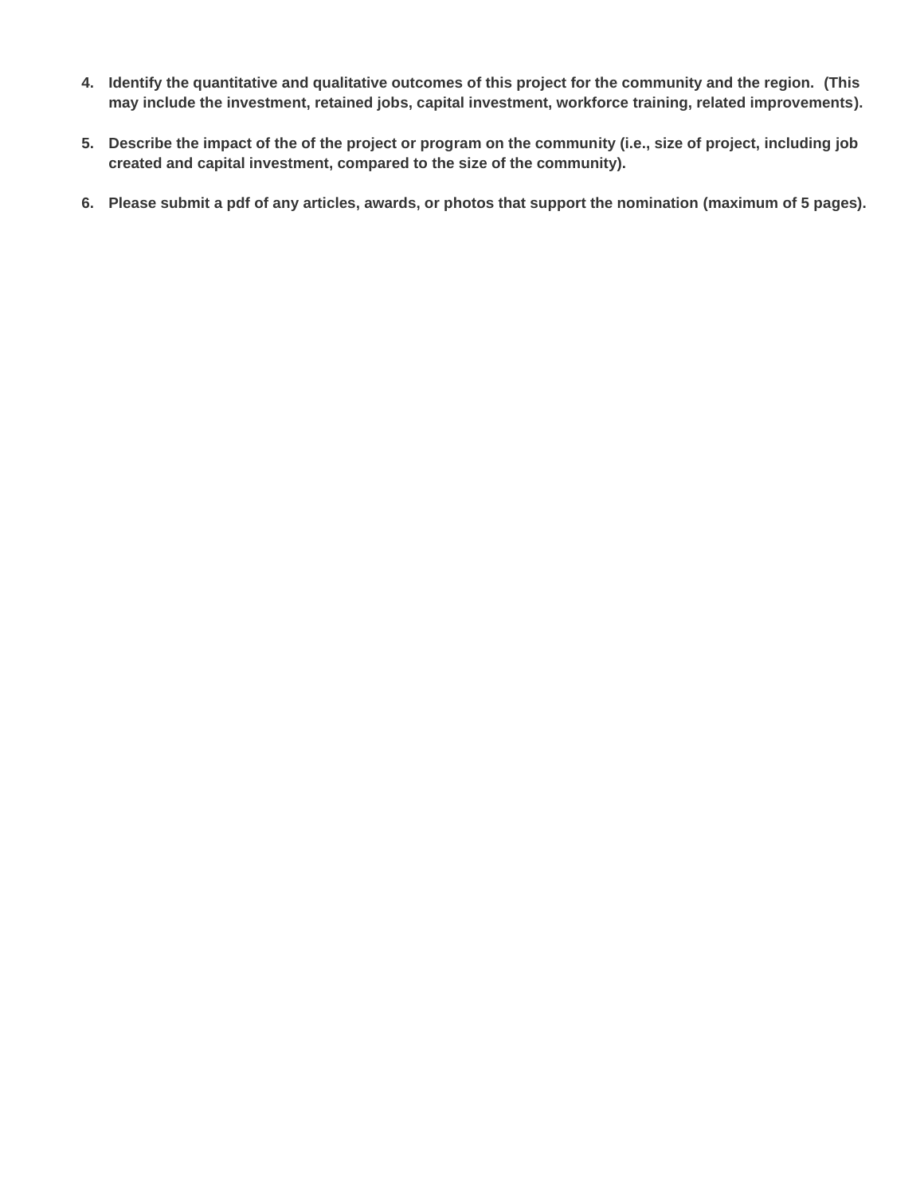4. **Identify the quantitative and qualitative outcomes of this project for the community and the region. (This may include the investment, retained jobs, capital investment, workforce training, related improvements).**

5. **Describe the impact of the of the project or program on the community (i.e., size of project, including job created and capital investment, compared to the size of the community).**

6. **Please submit a pdf of any articles, awards, or photos that support the nomination (maximum of 5 pages).**